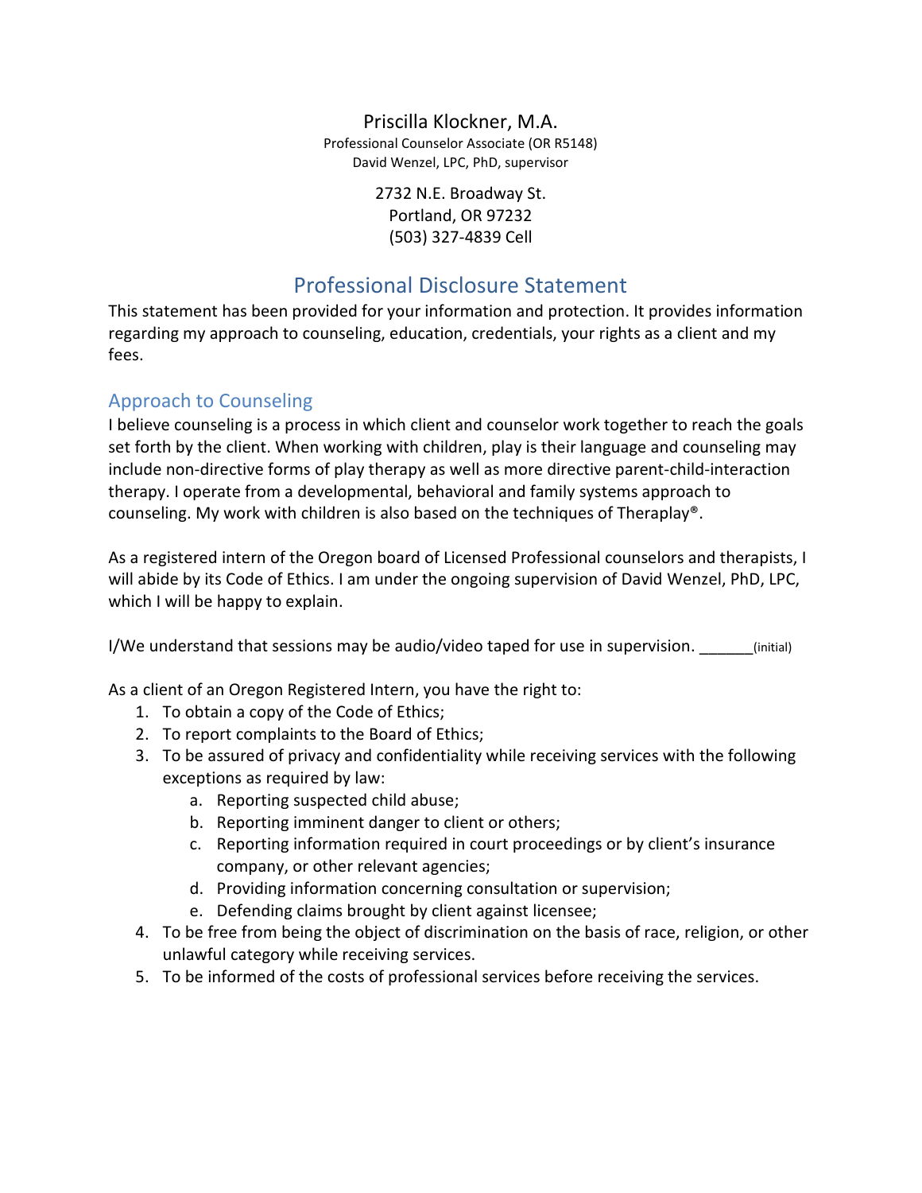Priscilla Klockner, M.A.
Professional Counselor Associate (OR R5148)
David Wenzel, LPC, PhD, supervisor

2732 N.E. Broadway St.
Portland, OR 97232
(503) 327-4839 Cell

# Professional Disclosure Statement

This statement has been provided for your information and protection. It provides information regarding my approach to counseling, education, credentials, your rights as a client and my fees.

## Approach to Counseling

I believe counseling is a process in which client and counselor work together to reach the goals set forth by the client. When working with children, play is their language and counseling may include non-directive forms of play therapy as well as more directive parent-child-interaction therapy. I operate from a developmental, behavioral and family systems approach to counseling. My work with children is also based on the techniques of Theraplay®.

As a registered intern of the Oregon board of Licensed Professional counselors and therapists, I will abide by its Code of Ethics. I am under the ongoing supervision of David Wenzel, PhD, LPC, which I will be happy to explain.

I/We understand that sessions may be audio/video taped for use in supervision. ______(initial)

As a client of an Oregon Registered Intern, you have the right to:

1. To obtain a copy of the Code of Ethics;
2. To report complaints to the Board of Ethics;
3. To be assured of privacy and confidentiality while receiving services with the following exceptions as required by law:
   a. Reporting suspected child abuse;
   b. Reporting imminent danger to client or others;
   c. Reporting information required in court proceedings or by client's insurance company, or other relevant agencies;
   d. Providing information concerning consultation or supervision;
   e. Defending claims brought by client against licensee;
4. To be free from being the object of discrimination on the basis of race, religion, or other unlawful category while receiving services.
5. To be informed of the costs of professional services before receiving the services.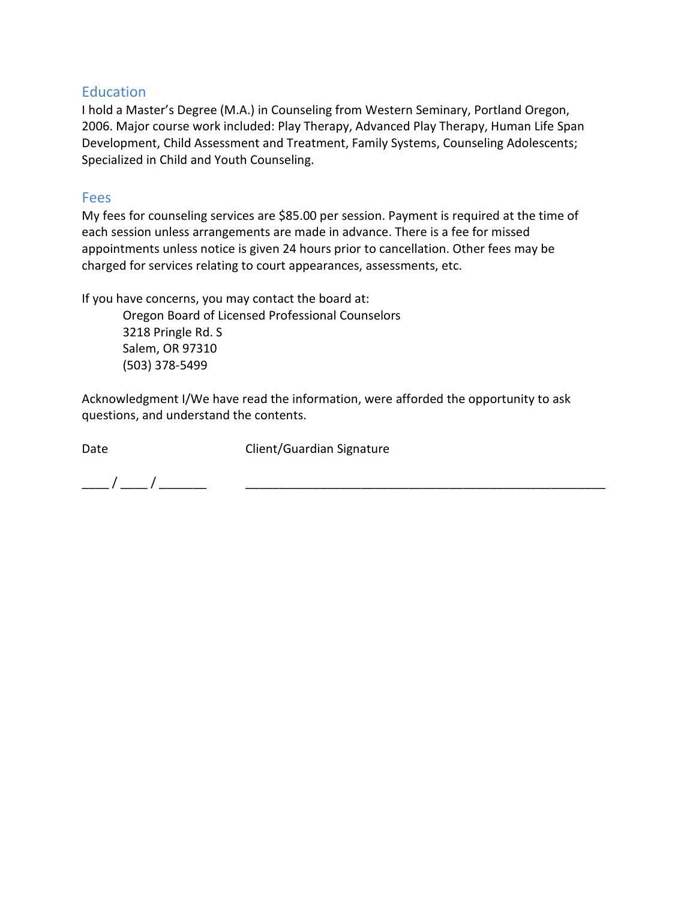## Education

I hold a Master's Degree (M.A.) in Counseling from Western Seminary, Portland Oregon, 2006. Major course work included: Play Therapy, Advanced Play Therapy, Human Life Span Development, Child Assessment and Treatment, Family Systems, Counseling Adolescents; Specialized in Child and Youth Counseling.

## Fees

My fees for counseling services are $85.00 per session. Payment is required at the time of each session unless arrangements are made in advance. There is a fee for missed appointments unless notice is given 24 hours prior to cancellation. Other fees may be charged for services relating to court appearances, assessments, etc.

If you have concerns, you may contact the board at:

> Oregon Board of Licensed Professional Counselors
> 3218 Pringle Rd. S
> Salem, OR 97310
> (503) 378-5499

Acknowledgment I/We have read the information, were afforded the opportunity to ask questions, and understand the contents.

Date / Client/Guardian Signature

____ / ____ / _______ / ____________________________________________________